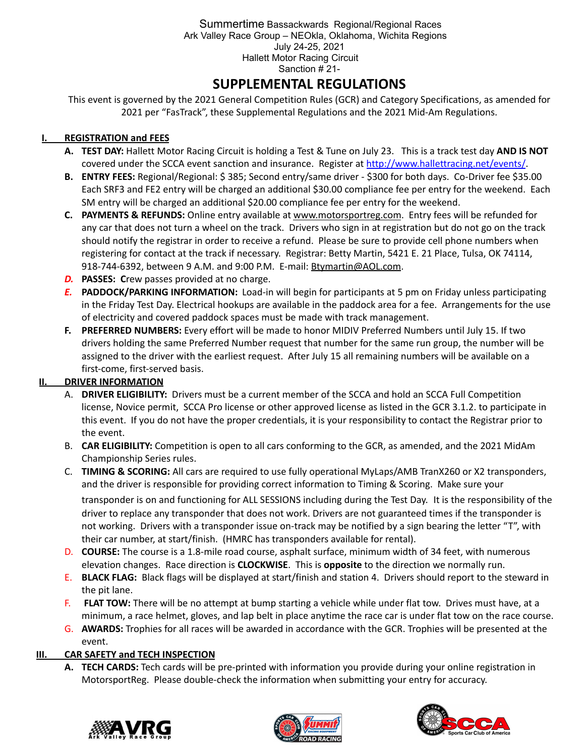Summertime Bassackwards Regional/Regional Races
Ark Valley Race Group – NEOkla, Oklahoma, Wichita Regions
July 24-25, 2021
Hallett Motor Racing Circuit
Sanction # 21-

# SUPPLEMENTAL REGULATIONS

This event is governed by the 2021 General Competition Rules (GCR) and Category Specifications, as amended for 2021 per "FasTrack", these Supplemental Regulations and the 2021 Mid-Am Regulations.

## I. REGISTRATION and FEES

**A. TEST DAY:** Hallett Motor Racing Circuit is holding a Test & Tune on July 23. This is a track test day **AND IS NOT** covered under the SCCA event sanction and insurance. Register at http://www.hallettracing.net/events/.

**B. ENTRY FEES:** Regional/Regional: $ 385; Second entry/same driver - $300 for both days. Co-Driver fee $35.00 Each SRF3 and FE2 entry will be charged an additional $30.00 compliance fee per entry for the weekend. Each SM entry will be charged an additional $20.00 compliance fee per entry for the weekend.

**C. PAYMENTS & REFUNDS:** Online entry available at www.motorsportreg.com. Entry fees will be refunded for any car that does not turn a wheel on the track. Drivers who sign in at registration but do not go on the track should notify the registrar in order to receive a refund. Please be sure to provide cell phone numbers when registering for contact at the track if necessary. Registrar: Betty Martin, 5421 E. 21 Place, Tulsa, OK 74114, 918-744-6392, between 9 A.M. and 9:00 P.M. E-mail: Btymartin@AOL.com.

***D.*** **PASSES: C**rew passes provided at no charge.

***E.*** **PADDOCK/PARKING INFORMATION:** Load-in will begin for participants at 5 pm on Friday unless participating in the Friday Test Day. Electrical hookups are available in the paddock area for a fee. Arrangements for the use of electricity and covered paddock spaces must be made with track management.

**F. PREFERRED NUMBERS:** Every effort will be made to honor MIDIV Preferred Numbers until July 15. If two drivers holding the same Preferred Number request that number for the same run group, the number will be assigned to the driver with the earliest request. After July 15 all remaining numbers will be available on a first-come, first-served basis.

## II. DRIVER INFORMATION

A. **DRIVER ELIGIBILITY:** Drivers must be a current member of the SCCA and hold an SCCA Full Competition license, Novice permit, SCCA Pro license or other approved license as listed in the GCR 3.1.2. to participate in this event. If you do not have the proper credentials, it is your responsibility to contact the Registrar prior to the event.

B. **CAR ELIGIBILITY:** Competition is open to all cars conforming to the GCR, as amended, and the 2021 MidAm Championship Series rules.

C. **TIMING & SCORING:** All cars are required to use fully operational MyLaps/AMB TranX260 or X2 transponders, and the driver is responsible for providing correct information to Timing & Scoring. Make sure your transponder is on and functioning for ALL SESSIONS including during the Test Day. It is the responsibility of the driver to replace any transponder that does not work. Drivers are not guaranteed times if the transponder is not working. Drivers with a transponder issue on-track may be notified by a sign bearing the letter "T", with their car number, at start/finish. (HMRC has transponders available for rental).

D. **COURSE:** The course is a 1.8-mile road course, asphalt surface, minimum width of 34 feet, with numerous elevation changes. Race direction is **CLOCKWISE**. This is **opposite** to the direction we normally run.

E. **BLACK FLAG:** Black flags will be displayed at start/finish and station 4. Drivers should report to the steward in the pit lane.

F. **FLAT TOW:** There will be no attempt at bump starting a vehicle while under flat tow. Drives must have, at a minimum, a race helmet, gloves, and lap belt in place anytime the race car is under flat tow on the race course.

G. **AWARDS:** Trophies for all races will be awarded in accordance with the GCR. Trophies will be presented at the event.

## III. CAR SAFETY and TECH INSPECTION

**A. TECH CARDS:** Tech cards will be pre-printed with information you provide during your online registration in MotorsportReg. Please double-check the information when submitting your entry for accuracy.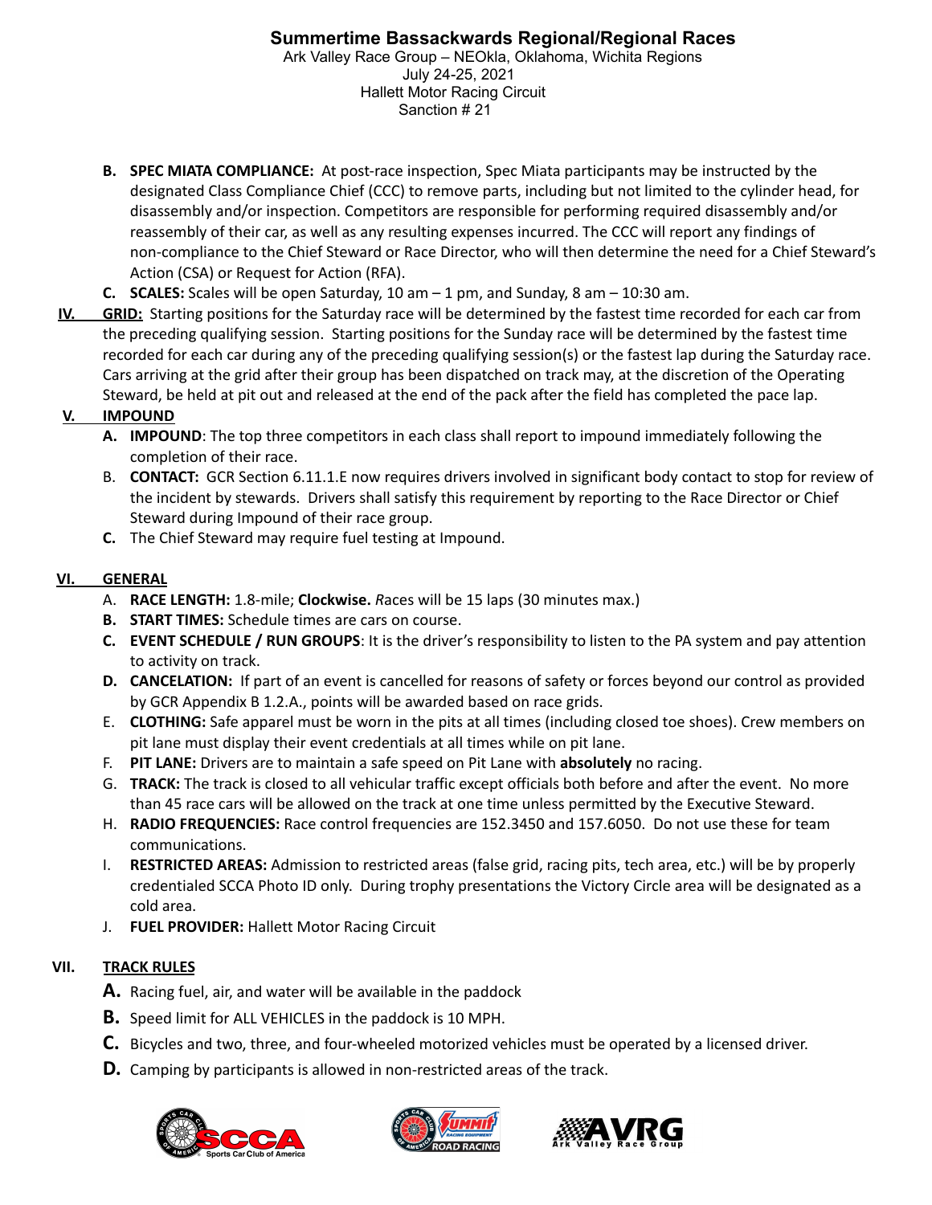**Summertime Bassackwards Regional/Regional Races**
Ark Valley Race Group – NEOkla, Oklahoma, Wichita Regions
July 24-25, 2021
Hallett Motor Racing Circuit
Sanction # 21

- **B. SPEC MIATA COMPLIANCE:** At post-race inspection, Spec Miata participants may be instructed by the designated Class Compliance Chief (CCC) to remove parts, including but not limited to the cylinder head, for disassembly and/or inspection. Competitors are responsible for performing required disassembly and/or reassembly of their car, as well as any resulting expenses incurred. The CCC will report any findings of non-compliance to the Chief Steward or Race Director, who will then determine the need for a Chief Steward's Action (CSA) or Request for Action (RFA).
- **C. SCALES:** Scales will be open Saturday, 10 am – 1 pm, and Sunday, 8 am – 10:30 am.

**IV. GRID:** Starting positions for the Saturday race will be determined by the fastest time recorded for each car from the preceding qualifying session. Starting positions for the Sunday race will be determined by the fastest time recorded for each car during any of the preceding qualifying session(s) or the fastest lap during the Saturday race. Cars arriving at the grid after their group has been dispatched on track may, at the discretion of the Operating Steward, be held at pit out and released at the end of the pack after the field has completed the pace lap.

## V. IMPOUND

- **A. IMPOUND**: The top three competitors in each class shall report to impound immediately following the completion of their race.
- B. **CONTACT:** GCR Section 6.11.1.E now requires drivers involved in significant body contact to stop for review of the incident by stewards. Drivers shall satisfy this requirement by reporting to the Race Director or Chief Steward during Impound of their race group.
- **C.** The Chief Steward may require fuel testing at Impound.

## VI. GENERAL

- A. **RACE LENGTH:** 1.8-mile; **Clockwise.** *R*aces will be 15 laps (30 minutes max.)
- **B. START TIMES:** Schedule times are cars on course.
- **C. EVENT SCHEDULE / RUN GROUPS**: It is the driver's responsibility to listen to the PA system and pay attention to activity on track.
- **D. CANCELATION:** If part of an event is cancelled for reasons of safety or forces beyond our control as provided by GCR Appendix B 1.2.A., points will be awarded based on race grids.
- E. **CLOTHING:** Safe apparel must be worn in the pits at all times (including closed toe shoes). Crew members on pit lane must display their event credentials at all times while on pit lane.
- F. **PIT LANE:** Drivers are to maintain a safe speed on Pit Lane with **absolutely** no racing.
- G. **TRACK:** The track is closed to all vehicular traffic except officials both before and after the event. No more than 45 race cars will be allowed on the track at one time unless permitted by the Executive Steward.
- H. **RADIO FREQUENCIES:** Race control frequencies are 152.3450 and 157.6050. Do not use these for team communications.
- I. **RESTRICTED AREAS:** Admission to restricted areas (false grid, racing pits, tech area, etc.) will be by properly credentialed SCCA Photo ID only. During trophy presentations the Victory Circle area will be designated as a cold area.
- J. **FUEL PROVIDER:** Hallett Motor Racing Circuit

## VII. TRACK RULES

- **A.** Racing fuel, air, and water will be available in the paddock
- **B.** Speed limit for ALL VEHICLES in the paddock is 10 MPH.
- **C.** Bicycles and two, three, and four-wheeled motorized vehicles must be operated by a licensed driver.
- **D.** Camping by participants is allowed in non-restricted areas of the track.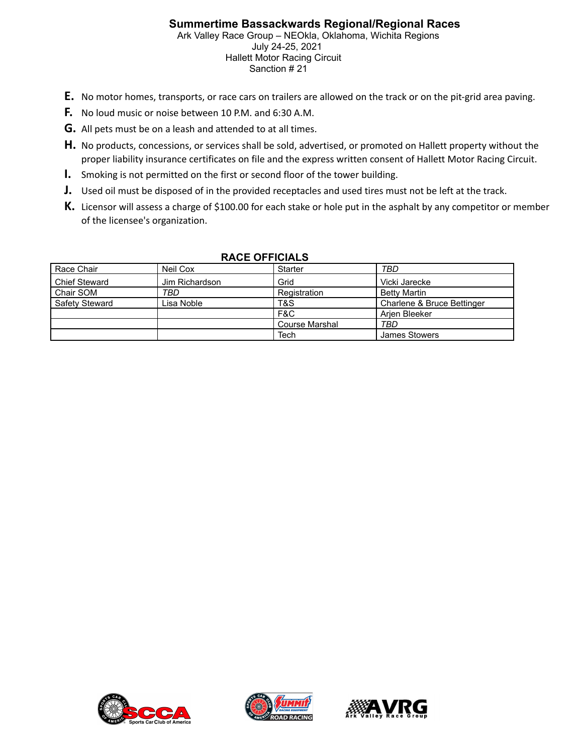# Summertime Bassackwards Regional/Regional Races

Ark Valley Race Group – NEOkla, Oklahoma, Wichita Regions
July 24-25, 2021
Hallett Motor Racing Circuit
Sanction # 21

- **E.** No motor homes, transports, or race cars on trailers are allowed on the track or on the pit-grid area paving.
- **F.** No loud music or noise between 10 P.M. and 6:30 A.M.
- **G.** All pets must be on a leash and attended to at all times.
- **H.** No products, concessions, or services shall be sold, advertised, or promoted on Hallett property without the proper liability insurance certificates on file and the express written consent of Hallett Motor Racing Circuit.
- **I.** Smoking is not permitted on the first or second floor of the tower building.
- **J.** Used oil must be disposed of in the provided receptacles and used tires must not be left at the track.
- **K.** Licensor will assess a charge of $100.00 for each stake or hole put in the asphalt by any competitor or member of the licensee's organization.

## RACE OFFICIALS

| | | | |
|---|---|---|---|
| Race Chair | Neil Cox | Starter | *TBD* |
| Chief Steward | Jim Richardson | Grid | Vicki Jarecke |
| Chair SOM | *TBD* | Registration | Betty Martin |
| Safety Steward | Lisa Noble | T&S | Charlene & Bruce Bettinger |
| | | F&C | Arjen Bleeker |
| | | Course Marshal | *TBD* |
| | | Tech | James Stowers |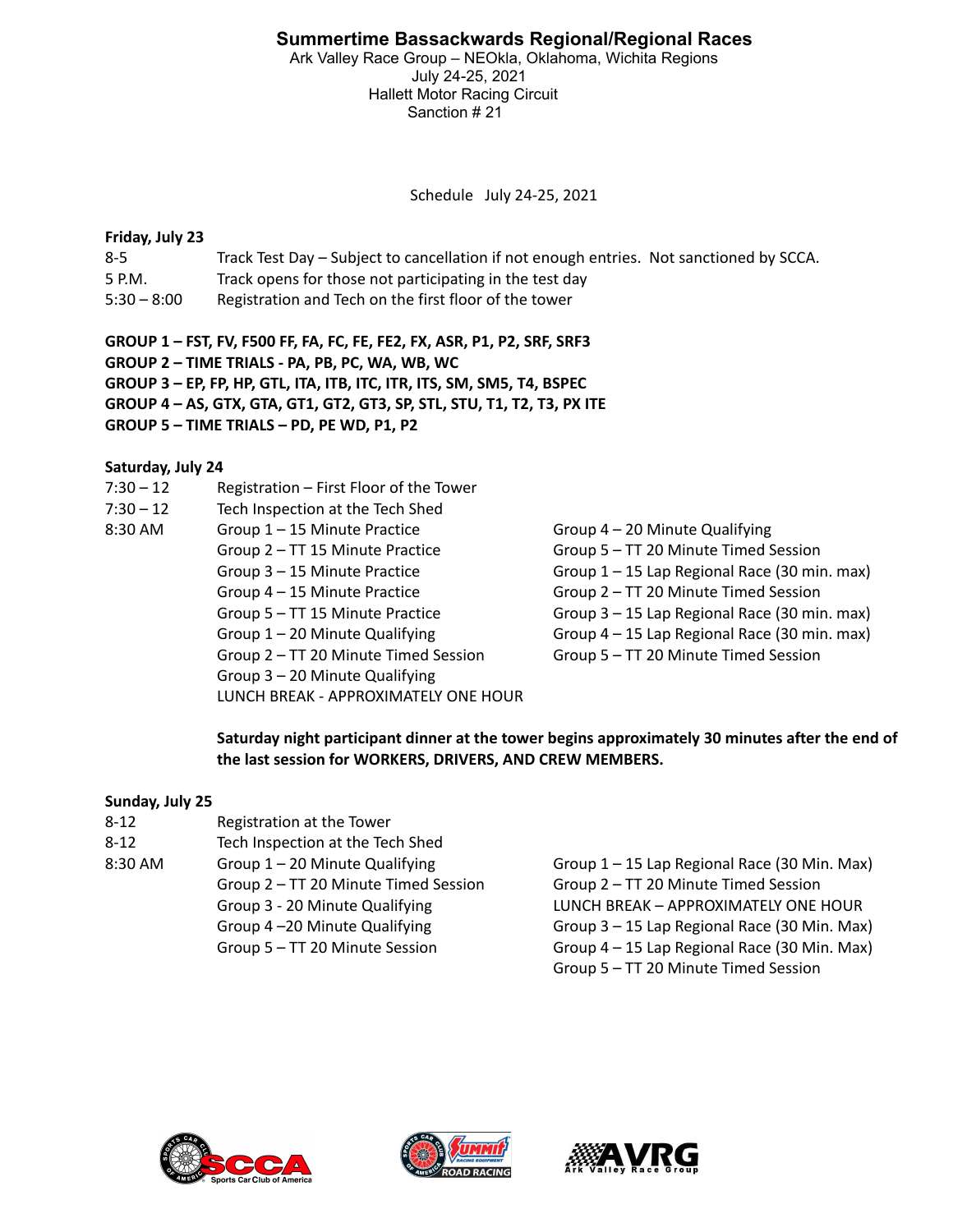# Summertime Bassackwards Regional/Regional Races

Ark Valley Race Group – NEOkla, Oklahoma, Wichita Regions
July 24-25, 2021
Hallett Motor Racing Circuit
Sanction # 21

Schedule July 24-25, 2021

**Friday, July 23**

| | |
|---|---|
| 8-5 | Track Test Day – Subject to cancellation if not enough entries. Not sanctioned by SCCA. |
| 5 P.M. | Track opens for those not participating in the test day |
| 5:30 – 8:00 | Registration and Tech on the first floor of the tower |

**GROUP 1 – FST, FV, F500 FF, FA, FC, FE, FE2, FX, ASR, P1, P2, SRF, SRF3**
**GROUP 2 – TIME TRIALS - PA, PB, PC, WA, WB, WC**
**GROUP 3 – EP, FP, HP, GTL, ITA, ITB, ITC, ITR, ITS, SM, SM5, T4, BSPEC**
**GROUP 4 – AS, GTX, GTA, GT1, GT2, GT3, SP, STL, STU, T1, T2, T3, PX ITE**
**GROUP 5 – TIME TRIALS – PD, PE WD, P1, P2**

**Saturday, July 24**

| | |
|---|---|
| 7:30 – 12 | Registration – First Floor of the Tower |
| 7:30 – 12 | Tech Inspection at the Tech Shed |
| 8:30 AM | Group 1 – 15 Minute Practice |
| | Group 2 – TT 15 Minute Practice |
| | Group 3 – 15 Minute Practice |
| | Group 4 – 15 Minute Practice |
| | Group 5 – TT 15 Minute Practice |
| | Group 1 – 20 Minute Qualifying |
| | Group 2 – TT 20 Minute Timed Session |
| | Group 3 – 20 Minute Qualifying |
| | LUNCH BREAK - APPROXIMATELY ONE HOUR |
| | Group 4 – 20 Minute Qualifying |
| | Group 5 – TT 20 Minute Timed Session |
| | Group 1 – 15 Lap Regional Race (30 min. max) |
| | Group 2 – TT 20 Minute Timed Session |
| | Group 3 – 15 Lap Regional Race (30 min. max) |
| | Group 4 – 15 Lap Regional Race (30 min. max) |
| | Group 5 – TT 20 Minute Timed Session |

**Saturday night participant dinner at the tower begins approximately 30 minutes after the end of the last session for WORKERS, DRIVERS, AND CREW MEMBERS.**

**Sunday, July 25**

| | |
|---|---|
| 8-12 | Registration at the Tower |
| 8-12 | Tech Inspection at the Tech Shed |
| 8:30 AM | Group 1 – 20 Minute Qualifying |
| | Group 2 – TT 20 Minute Timed Session |
| | Group 3 - 20 Minute Qualifying |
| | Group 4 –20 Minute Qualifying |
| | Group 5 – TT 20 Minute Session |
| | Group 1 – 15 Lap Regional Race (30 Min. Max) |
| | Group 2 – TT 20 Minute Timed Session |
| | LUNCH BREAK – APPROXIMATELY ONE HOUR |
| | Group 3 – 15 Lap Regional Race (30 Min. Max) |
| | Group 4 – 15 Lap Regional Race (30 Min. Max) |
| | Group 5 – TT 20 Minute Timed Session |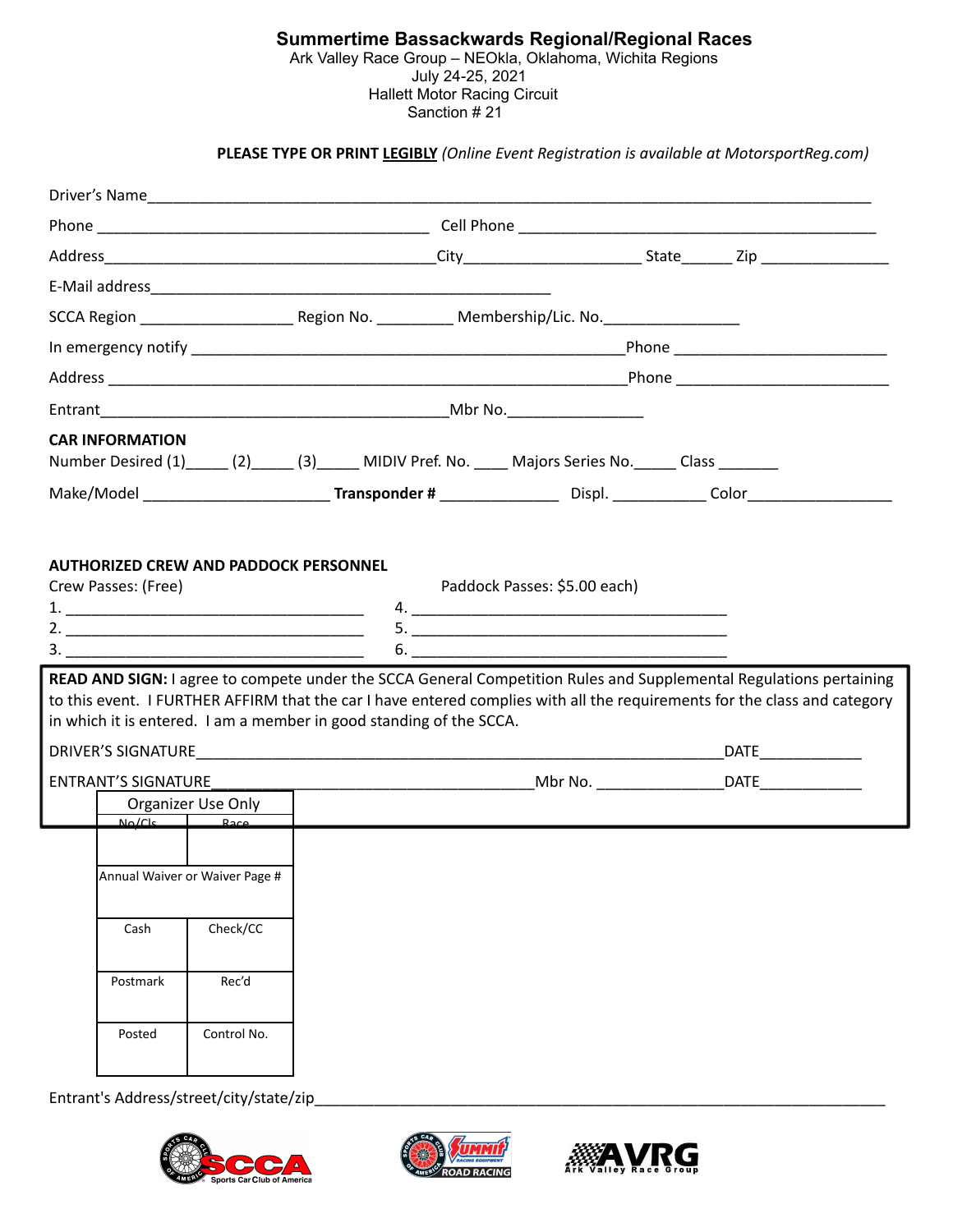# Summertime Bassackwards Regional/Regional Races

Ark Valley Race Group – NEOkla, Oklahoma, Wichita Regions
July 24-25, 2021
Hallett Motor Racing Circuit
Sanction # 21

**PLEASE TYPE OR PRINT LEGIBLY** *(Online Event Registration is available at MotorsportReg.com)*

Driver's Name\_\_\_\_\_\_\_\_\_\_\_\_\_\_\_\_\_\_\_\_\_\_\_\_\_\_\_\_\_\_\_\_\_\_\_\_\_\_\_\_\_\_\_\_\_\_\_\_

Phone \_\_\_\_\_\_\_\_\_\_\_\_\_\_\_\_\_\_\_\_\_\_ Cell Phone \_\_\_\_\_\_\_\_\_\_\_\_\_\_\_\_\_\_\_\_\_\_

Address\_\_\_\_\_\_\_\_\_\_\_\_\_\_\_\_\_\_\_\_\_\_City\_\_\_\_\_\_\_\_\_\_\_\_ State\_\_\_\_\_\_ Zip \_\_\_\_\_\_\_\_

E-Mail address\_\_\_\_\_\_\_\_\_\_\_\_\_\_\_\_\_\_\_\_\_\_\_\_\_\_\_\_

SCCA Region \_\_\_\_\_\_\_\_\_\_ Region No. \_\_\_\_\_\_ Membership/Lic. No.\_\_\_\_\_\_\_\_\_\_

In emergency notify \_\_\_\_\_\_\_\_\_\_\_\_\_\_\_\_\_\_\_\_\_\_\_\_\_\_\_\_Phone \_\_\_\_\_\_\_\_\_\_\_\_\_\_

Address \_\_\_\_\_\_\_\_\_\_\_\_\_\_\_\_\_\_\_\_\_\_\_\_\_\_\_\_\_\_\_\_\_\_\_\_Phone \_\_\_\_\_\_\_\_\_\_\_\_\_\_

Entrant\_\_\_\_\_\_\_\_\_\_\_\_\_\_\_\_\_\_\_\_\_\_\_\_\_\_Mbr No.\_\_\_\_\_\_\_\_\_\_

**CAR INFORMATION**

Number Desired (1)\_\_\_\_\_ (2)\_\_\_\_\_ (3)\_\_\_\_\_ MIDIV Pref. No. \_\_\_\_ Majors Series No.\_\_\_\_\_ Class \_\_\_\_\_\_\_

Make/Model \_\_\_\_\_\_\_\_\_\_\_\_\_\_ **Transponder #** \_\_\_\_\_\_\_\_\_\_ Displ. \_\_\_\_\_\_\_\_ Color\_\_\_\_\_\_\_\_\_\_

**AUTHORIZED CREW AND PADDOCK PERSONNEL**

Crew Passes: (Free)
1. \_\_\_\_\_\_\_\_\_\_\_\_\_\_\_\_\_\_\_\_\_\_
2. \_\_\_\_\_\_\_\_\_\_\_\_\_\_\_\_\_\_\_\_\_\_
3. \_\_\_\_\_\_\_\_\_\_\_\_\_\_\_\_\_\_\_\_\_\_

Paddock Passes: $5.00 each)
4. \_\_\_\_\_\_\_\_\_\_\_\_\_\_\_\_\_\_\_\_\_\_
5. \_\_\_\_\_\_\_\_\_\_\_\_\_\_\_\_\_\_\_\_\_\_
6. \_\_\_\_\_\_\_\_\_\_\_\_\_\_\_\_\_\_\_\_\_\_

**READ AND SIGN:** I agree to compete under the SCCA General Competition Rules and Supplemental Regulations pertaining to this event. I FURTHER AFFIRM that the car I have entered complies with all the requirements for the class and category in which it is entered. I am a member in good standing of the SCCA.

DRIVER'S SIGNATURE\_\_\_\_\_\_\_\_\_\_\_\_\_\_\_\_\_\_\_\_\_\_\_\_\_\_\_\_\_\_\_\_\_\_DATE\_\_\_\_\_\_\_\_

ENTRANT'S SIGNATURE\_\_\_\_\_\_\_\_\_\_\_\_\_\_\_\_\_\_\_\_Mbr No. \_\_\_\_\_\_\_\_\_\_DATE\_\_\_\_\_\_\_\_

| Organizer Use Only | |
|---|---|
| No/Cls | Race |
| | |
| Annual Waiver or Waiver Page # | |
| Cash | Check/CC |
| Postmark | Rec'd |
| Posted | Control No. |

Entrant's Address/street/city/state/zip\_\_\_\_\_\_\_\_\_\_\_\_\_\_\_\_\_\_\_\_\_\_\_\_\_\_\_\_\_\_\_\_\_\_\_\_\_\_

SCCA Sports Car Club of America — Summit Racing Equipment Road Racing — AVRG Ark Valley Race Group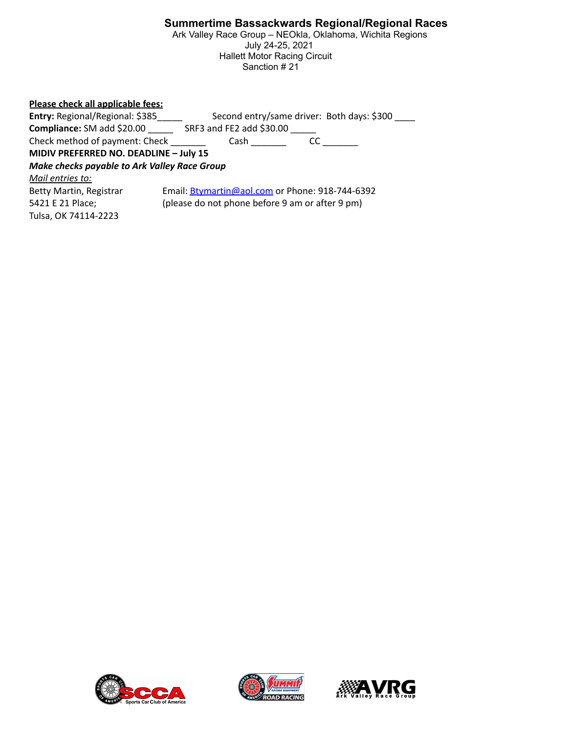# Summertime Bassackwards Regional/Regional Races

Ark Valley Race Group – NEOkla, Oklahoma, Wichita Regions
July 24-25, 2021
Hallett Motor Racing Circuit
Sanction # 21

**Please check all applicable fees:**

**Entry:** Regional/Regional: $385_____ Second entry/same driver: Both days: $300 ____

**Compliance:** SM add $20.00 _____ SRF3 and FE2 add $30.00 _____

Check method of payment: Check _______ Cash _______ CC _______

**MIDIV PREFERRED NO. DEADLINE – July 15**

***Make checks payable to Ark Valley Race Group***

*Mail entries to:*

Betty Martin, Registrar
5421 E 21 Place;
Tulsa, OK 74114-2223

Email: Btymartin@aol.com or Phone: 918-744-6392
(please do not phone before 9 am or after 9 pm)